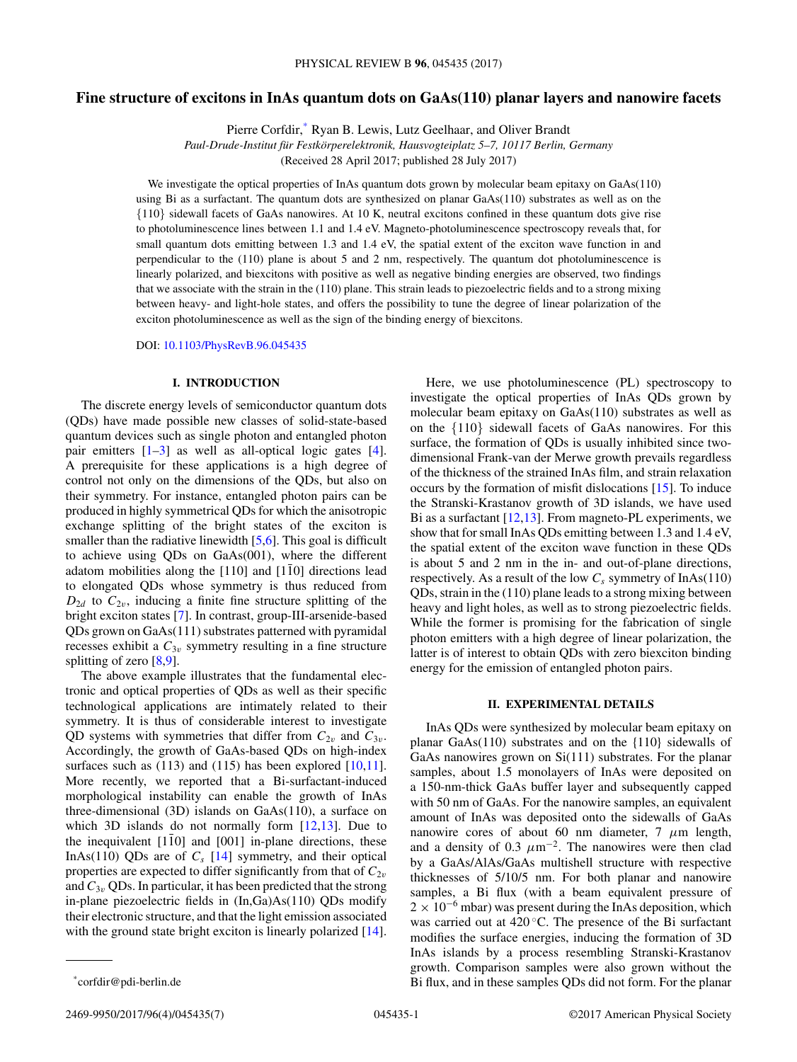# Fine structure of excitons in InAs quantum dots on GaAs(110) planar layers and nanowire facets

Pierre Corfdir,[*] Ryan B. Lewis, Lutz Geelhaar, and Oliver Brandt

*Paul-Drude-Institut für Festkörperelektronik, Hausvogteiplatz 5–7, 10117 Berlin, Germany*

(Received 28 April 2017; published 28 July 2017)

We investigate the optical properties of InAs quantum dots grown by molecular beam epitaxy on GaAs(110) using Bi as a surfactant. The quantum dots are synthesized on planar GaAs(110) substrates as well as on the {110} sidewall facets of GaAs nanowires. At 10 K, neutral excitons confined in these quantum dots give rise to photoluminescence lines between 1.1 and 1.4 eV. Magneto-photoluminescence spectroscopy reveals that, for small quantum dots emitting between 1.3 and 1.4 eV, the spatial extent of the exciton wave function in and perpendicular to the (110) plane is about 5 and 2 nm, respectively. The quantum dot photoluminescence is linearly polarized, and biexcitons with positive as well as negative binding energies are observed, two findings that we associate with the strain in the (110) plane. This strain leads to piezoelectric fields and to a strong mixing between heavy- and light-hole states, and offers the possibility to tune the degree of linear polarization of the exciton photoluminescence as well as the sign of the binding energy of biexcitons.

DOI: 10.1103/PhysRevB.96.045435

## I. INTRODUCTION

The discrete energy levels of semiconductor quantum dots (QDs) have made possible new classes of solid-state-based quantum devices such as single photon and entangled photon pair emitters [1–3] as well as all-optical logic gates [4]. A prerequisite for these applications is a high degree of control not only on the dimensions of the QDs, but also on their symmetry. For instance, entangled photon pairs can be produced in highly symmetrical QDs for which the anisotropic exchange splitting of the bright states of the exciton is smaller than the radiative linewidth [5,6]. This goal is difficult to achieve using QDs on GaAs(001), where the different adatom mobilities along the [110] and [1$\bar{1}$0] directions lead to elongated QDs whose symmetry is thus reduced from $D_{2d}$ to $C_{2v}$, inducing a finite fine structure splitting of the bright exciton states [7]. In contrast, group-III-arsenide-based QDs grown on GaAs(111) substrates patterned with pyramidal recesses exhibit a $C_{3v}$ symmetry resulting in a fine structure splitting of zero [8,9].

The above example illustrates that the fundamental electronic and optical properties of QDs as well as their specific technological applications are intimately related to their symmetry. It is thus of considerable interest to investigate QD systems with symmetries that differ from $C_{2v}$ and $C_{3v}$. Accordingly, the growth of GaAs-based QDs on high-index surfaces such as (113) and (115) has been explored [10,11]. More recently, we reported that a Bi-surfactant-induced morphological instability can enable the growth of InAs three-dimensional (3D) islands on GaAs(110), a surface on which 3D islands do not normally form [12,13]. Due to the inequivalent [1$\bar{1}$0] and [001] in-plane directions, these InAs(110) QDs are of $C_s$ [14] symmetry, and their optical properties are expected to differ significantly from that of $C_{2v}$ and $C_{3v}$ QDs. In particular, it has been predicted that the strong in-plane piezoelectric fields in (In,Ga)As(110) QDs modify their electronic structure, and that the light emission associated with the ground state bright exciton is linearly polarized [14].

Here, we use photoluminescence (PL) spectroscopy to investigate the optical properties of InAs QDs grown by molecular beam epitaxy on GaAs(110) substrates as well as on the {110} sidewall facets of GaAs nanowires. For this surface, the formation of QDs is usually inhibited since two-dimensional Frank-van der Merwe growth prevails regardless of the thickness of the strained InAs film, and strain relaxation occurs by the formation of misfit dislocations [15]. To induce the Stranski-Krastanov growth of 3D islands, we have used Bi as a surfactant [12,13]. From magneto-PL experiments, we show that for small InAs QDs emitting between 1.3 and 1.4 eV, the spatial extent of the exciton wave function in these QDs is about 5 and 2 nm in the in- and out-of-plane directions, respectively. As a result of the low $C_s$ symmetry of InAs(110) QDs, strain in the (110) plane leads to a strong mixing between heavy and light holes, as well as to strong piezoelectric fields. While the former is promising for the fabrication of single photon emitters with a high degree of linear polarization, the latter is of interest to obtain QDs with zero biexciton binding energy for the emission of entangled photon pairs.

## II. EXPERIMENTAL DETAILS

InAs QDs were synthesized by molecular beam epitaxy on planar GaAs(110) substrates and on the {110} sidewalls of GaAs nanowires grown on Si(111) substrates. For the planar samples, about 1.5 monolayers of InAs were deposited on a 150-nm-thick GaAs buffer layer and subsequently capped with 50 nm of GaAs. For the nanowire samples, an equivalent amount of InAs was deposited onto the sidewalls of GaAs nanowire cores of about 60 nm diameter, 7 $\mu$m length, and a density of 0.3 $\mu$m$^{-2}$. The nanowires were then clad by a GaAs/AlAs/GaAs multishell structure with respective thicknesses of 5/10/5 nm. For both planar and nanowire samples, a Bi flux (with a beam equivalent pressure of $2 \times 10^{-6}$ mbar) was present during the InAs deposition, which was carried out at 420 °C. The presence of the Bi surfactant modifies the surface energies, inducing the formation of 3D InAs islands by a process resembling Stranski-Krastanov growth. Comparison samples were also grown without the Bi flux, and in these samples QDs did not form. For the planar

[*] corfdir@pdi-berlin.de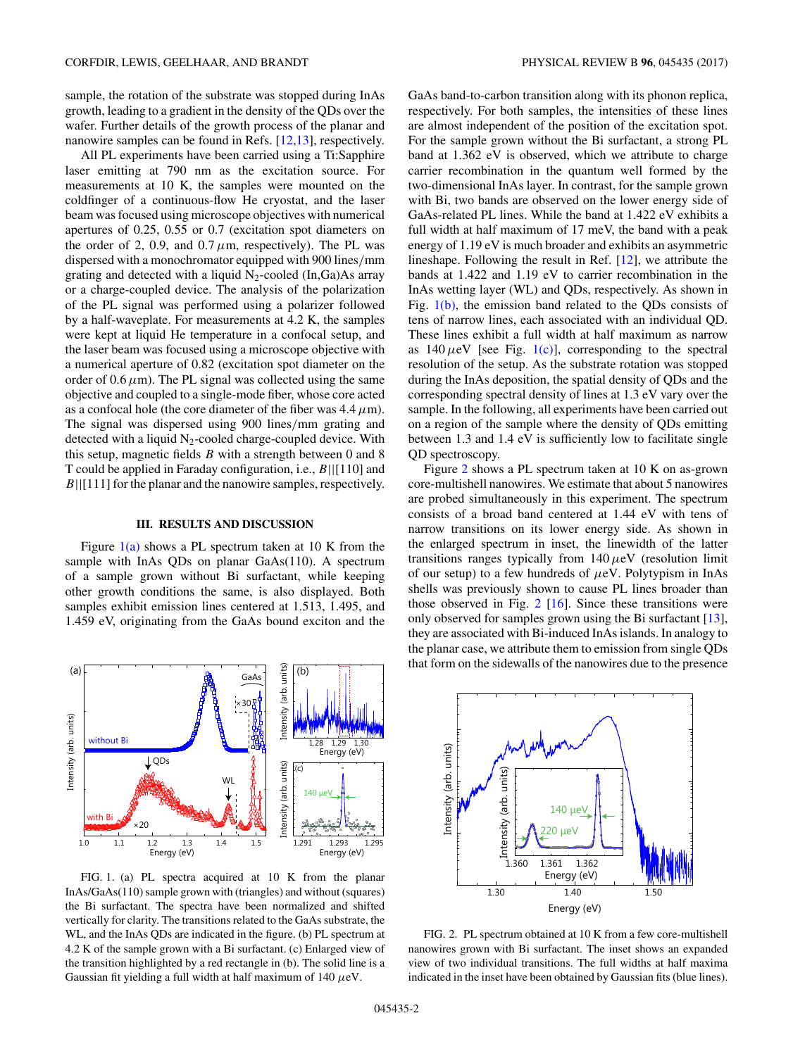sample, the rotation of the substrate was stopped during InAs growth, leading to a gradient in the density of the QDs over the wafer. Further details of the growth process of the planar and nanowire samples can be found in Refs. [12,13], respectively.

All PL experiments have been carried using a Ti:Sapphire laser emitting at 790 nm as the excitation source. For measurements at 10 K, the samples were mounted on the coldfinger of a continuous-flow He cryostat, and the laser beam was focused using microscope objectives with numerical apertures of 0.25, 0.55 or 0.7 (excitation spot diameters on the order of 2, 0.9, and 0.7 $\mu$m, respectively). The PL was dispersed with a monochromator equipped with 900 lines/mm grating and detected with a liquid $N_2$-cooled (In,Ga)As array or a charge-coupled device. The analysis of the polarization of the PL signal was performed using a polarizer followed by a half-waveplate. For measurements at 4.2 K, the samples were kept at liquid He temperature in a confocal setup, and the laser beam was focused using a microscope objective with a numerical aperture of 0.82 (excitation spot diameter on the order of 0.6 $\mu$m). The PL signal was collected using the same objective and coupled to a single-mode fiber, whose core acted as a confocal hole (the core diameter of the fiber was 4.4 $\mu$m). The signal was dispersed using 900 lines/mm grating and detected with a liquid $N_2$-cooled charge-coupled device. With this setup, magnetic fields $B$ with a strength between 0 and 8 T could be applied in Faraday configuration, i.e., $B||[110]$ and $B||[111]$ for the planar and the nanowire samples, respectively.

## III. RESULTS AND DISCUSSION

Figure 1(a) shows a PL spectrum taken at 10 K from the sample with InAs QDs on planar GaAs(110). A spectrum of a sample grown without Bi surfactant, while keeping other growth conditions the same, is also displayed. Both samples exhibit emission lines centered at 1.513, 1.495, and 1.459 eV, originating from the GaAs bound exciton and the GaAs band-to-carbon transition along with its phonon replica, respectively. For both samples, the intensities of these lines are almost independent of the position of the excitation spot. For the sample grown without the Bi surfactant, a strong PL band at 1.362 eV is observed, which we attribute to charge carrier recombination in the quantum well formed by the two-dimensional InAs layer. In contrast, for the sample grown with Bi, two bands are observed on the lower energy side of GaAs-related PL lines. While the band at 1.422 eV exhibits a full width at half maximum of 17 meV, the band with a peak energy of 1.19 eV is much broader and exhibits an asymmetric lineshape. Following the result in Ref. [12], we attribute the bands at 1.422 and 1.19 eV to carrier recombination in the InAs wetting layer (WL) and QDs, respectively. As shown in Fig. 1(b), the emission band related to the QDs consists of tens of narrow lines, each associated with an individual QD. These lines exhibit a full width at half maximum as narrow as 140 $\mu$eV [see Fig. 1(c)], corresponding to the spectral resolution of the setup. As the substrate rotation was stopped during the InAs deposition, the spatial density of QDs and the corresponding spectral density of lines at 1.3 eV vary over the sample. In the following, all experiments have been carried out on a region of the sample where the density of QDs emitting between 1.3 and 1.4 eV is sufficiently low to facilitate single QD spectroscopy.

FIG. 1. (a) PL spectra acquired at 10 K from the planar InAs/GaAs(110) sample grown with (triangles) and without (squares) the Bi surfactant. The spectra have been normalized and shifted vertically for clarity. The transitions related to the GaAs substrate, the WL, and the InAs QDs are indicated in the figure. (b) PL spectrum at 4.2 K of the sample grown with a Bi surfactant. (c) Enlarged view of the transition highlighted by a red rectangle in (b). The solid line is a Gaussian fit yielding a full width at half maximum of 140 $\mu$eV.

Figure 2 shows a PL spectrum taken at 10 K on as-grown core-multishell nanowires. We estimate that about 5 nanowires are probed simultaneously in this experiment. The spectrum consists of a broad band centered at 1.44 eV with tens of narrow transitions on its lower energy side. As shown in the enlarged spectrum in inset, the linewidth of the latter transitions ranges typically from 140 $\mu$eV (resolution limit of our setup) to a few hundreds of $\mu$eV. Polytypism in InAs shells was previously shown to cause PL lines broader than those observed in Fig. 2 [16]. Since these transitions were only observed for samples grown using the Bi surfactant [13], they are associated with Bi-induced InAs islands. In analogy to the planar case, we attribute them to emission from single QDs that form on the sidewalls of the nanowires due to the presence

FIG. 2. PL spectrum obtained at 10 K from a few core-multishell nanowires grown with Bi surfactant. The inset shows an expanded view of two individual transitions. The full widths at half maxima indicated in the inset have been obtained by Gaussian fits (blue lines).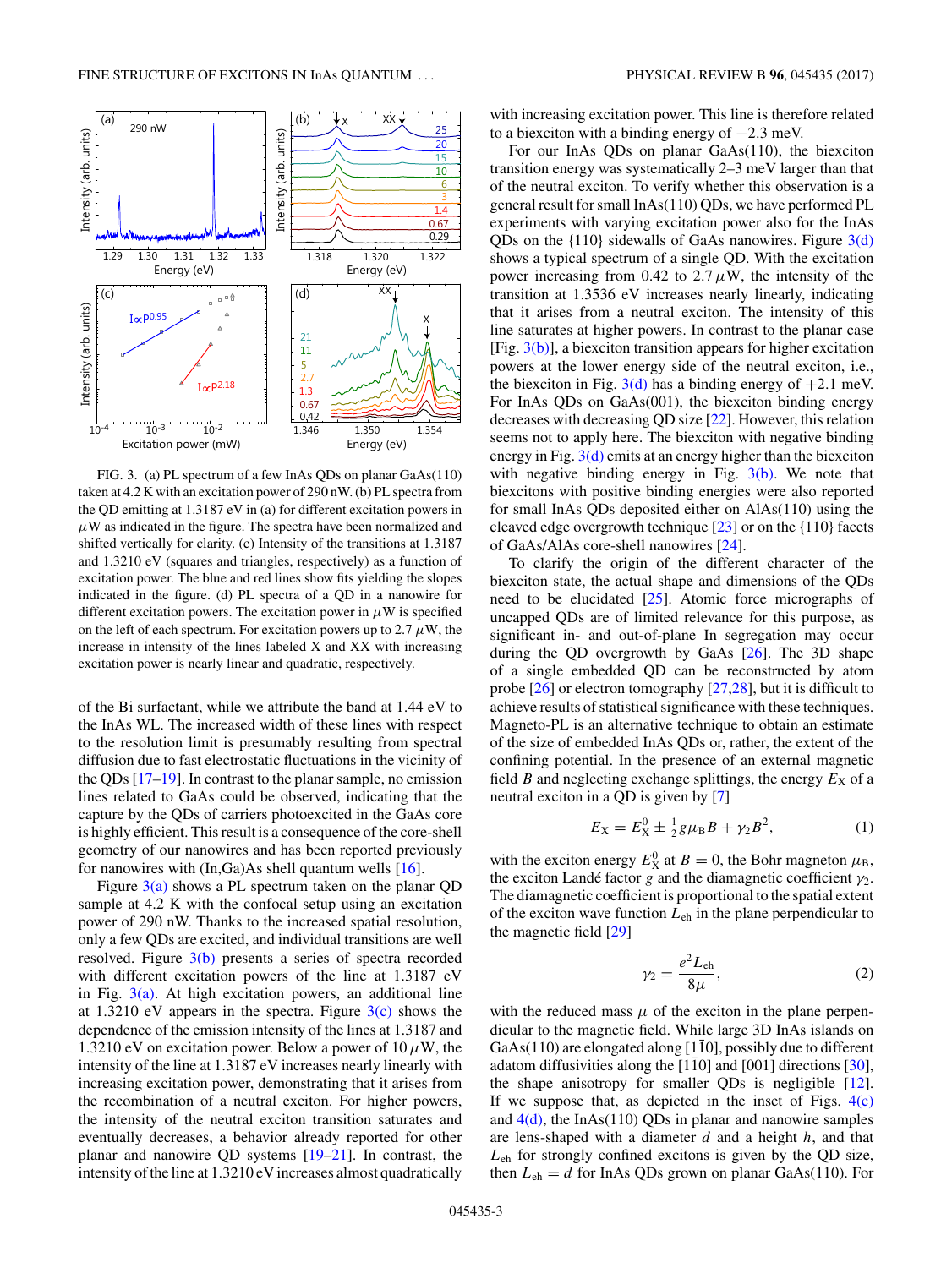FIG. 3. (a) PL spectrum of a few InAs QDs on planar GaAs(110) taken at 4.2 K with an excitation power of 290 nW. (b) PL spectra from the QD emitting at 1.3187 eV in (a) for different excitation powers in $\mu$W as indicated in the figure. The spectra have been normalized and shifted vertically for clarity. (c) Intensity of the transitions at 1.3187 and 1.3210 eV (squares and triangles, respectively) as a function of excitation power. The blue and red lines show fits yielding the slopes indicated in the figure. (d) PL spectra of a QD in a nanowire for different excitation powers. The excitation power in $\mu$W is specified on the left of each spectrum. For excitation powers up to 2.7 $\mu$W, the increase in intensity of the lines labeled X and XX with increasing excitation power is nearly linear and quadratic, respectively.

of the Bi surfactant, while we attribute the band at 1.44 eV to the InAs WL. The increased width of these lines with respect to the resolution limit is presumably resulting from spectral diffusion due to fast electrostatic fluctuations in the vicinity of the QDs [17–19]. In contrast to the planar sample, no emission lines related to GaAs could be observed, indicating that the capture by the QDs of carriers photoexcited in the GaAs core is highly efficient. This result is a consequence of the core-shell geometry of our nanowires and has been reported previously for nanowires with (In,Ga)As shell quantum wells [16].

Figure 3(a) shows a PL spectrum taken on the planar QD sample at 4.2 K with the confocal setup using an excitation power of 290 nW. Thanks to the increased spatial resolution, only a few QDs are excited, and individual transitions are well resolved. Figure 3(b) presents a series of spectra recorded with different excitation powers of the line at 1.3187 eV in Fig. 3(a). At high excitation powers, an additional line at 1.3210 eV appears in the spectra. Figure 3(c) shows the dependence of the emission intensity of the lines at 1.3187 and 1.3210 eV on excitation power. Below a power of 10 $\mu$W, the intensity of the line at 1.3187 eV increases nearly linearly with increasing excitation power, demonstrating that it arises from the recombination of a neutral exciton. For higher powers, the intensity of the neutral exciton transition saturates and eventually decreases, a behavior already reported for other planar and nanowire QD systems [19–21]. In contrast, the intensity of the line at 1.3210 eV increases almost quadratically with increasing excitation power. This line is therefore related to a biexciton with a binding energy of −2.3 meV.

For our InAs QDs on planar GaAs(110), the biexciton transition energy was systematically 2–3 meV larger than that of the neutral exciton. To verify whether this observation is a general result for small InAs(110) QDs, we have performed PL experiments with varying excitation power also for the InAs QDs on the {110} sidewalls of GaAs nanowires. Figure 3(d) shows a typical spectrum of a single QD. With the excitation power increasing from 0.42 to 2.7 $\mu$W, the intensity of the transition at 1.3536 eV increases nearly linearly, indicating that it arises from a neutral exciton. The intensity of this line saturates at higher powers. In contrast to the planar case [Fig. 3(b)], a biexciton transition appears for higher excitation powers at the lower energy side of the neutral exciton, i.e., the biexciton in Fig. 3(d) has a binding energy of +2.1 meV. For InAs QDs on GaAs(001), the biexciton binding energy decreases with decreasing QD size [22]. However, this relation seems not to apply here. The biexciton with negative binding energy in Fig. 3(d) emits at an energy higher than the biexciton with negative binding energy in Fig. 3(b). We note that biexcitons with positive binding energies were also reported for small InAs QDs deposited either on AlAs(110) using the cleaved edge overgrowth technique [23] or on the {110} facets of GaAs/AlAs core-shell nanowires [24].

To clarify the origin of the different character of the biexciton state, the actual shape and dimensions of the QDs need to be elucidated [25]. Atomic force micrographs of uncapped QDs are of limited relevance for this purpose, as significant in- and out-of-plane In segregation may occur during the QD overgrowth by GaAs [26]. The 3D shape of a single embedded QD can be reconstructed by atom probe [26] or electron tomography [27,28], but it is difficult to achieve results of statistical significance with these techniques. Magneto-PL is an alternative technique to obtain an estimate of the size of embedded InAs QDs or, rather, the extent of the confining potential. In the presence of an external magnetic field $B$ and neglecting exchange splittings, the energy $E_X$ of a neutral exciton in a QD is given by [7]

$$E_X = E_X^0 \pm \tfrac{1}{2} g \mu_B B + \gamma_2 B^2, \tag{1}$$

with the exciton energy $E_X^0$ at $B = 0$, the Bohr magneton $\mu_B$, the exciton Landé factor $g$ and the diamagnetic coefficient $\gamma_2$. The diamagnetic coefficient is proportional to the spatial extent of the exciton wave function $L_{eh}$ in the plane perpendicular to the magnetic field [29]

$$\gamma_2 = \frac{e^2 L_{eh}}{8\mu}, \tag{2}$$

with the reduced mass $\mu$ of the exciton in the plane perpendicular to the magnetic field. While large 3D InAs islands on GaAs(110) are elongated along $[1\bar{1}0]$, possibly due to different adatom diffusivities along the $[1\bar{1}0]$ and [001] directions [30], the shape anisotropy for smaller QDs is negligible [12]. If we suppose that, as depicted in the inset of Figs. 4(c) and 4(d), the InAs(110) QDs in planar and nanowire samples are lens-shaped with a diameter $d$ and a height $h$, and that $L_{eh}$ for strongly confined excitons is given by the QD size, then $L_{eh} = d$ for InAs QDs grown on planar GaAs(110). For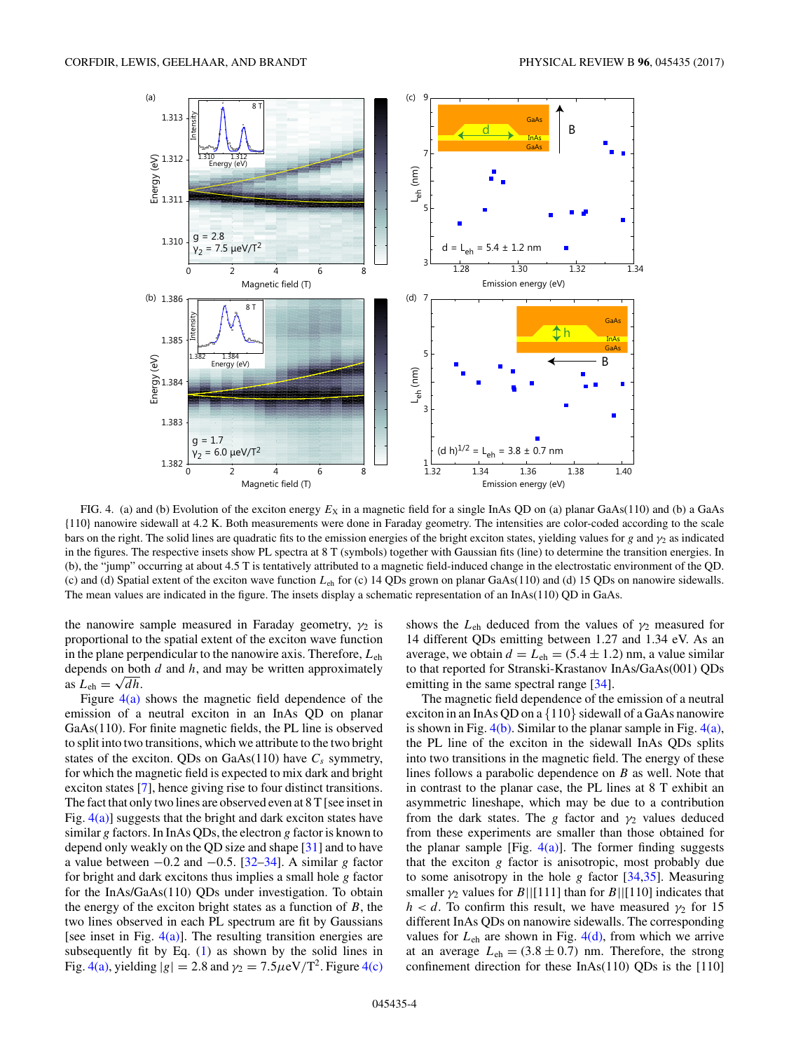FIG. 4. (a) and (b) Evolution of the exciton energy $E_X$ in a magnetic field for a single InAs QD on (a) planar GaAs(110) and (b) a GaAs {110} nanowire sidewall at 4.2 K. Both measurements were done in Faraday geometry. The intensities are color-coded according to the scale bars on the right. The solid lines are quadratic fits to the emission energies of the bright exciton states, yielding values for $g$ and $\gamma_2$ as indicated in the figures. The respective insets show PL spectra at 8 T (symbols) together with Gaussian fits (line) to determine the transition energies. In (b), the "jump" occurring at about 4.5 T is tentatively attributed to a magnetic field-induced change in the electrostatic environment of the QD. (c) and (d) Spatial extent of the exciton wave function $L_{eh}$ for (c) 14 QDs grown on planar GaAs(110) and (d) 15 QDs on nanowire sidewalls. The mean values are indicated in the figure. The insets display a schematic representation of an InAs(110) QD in GaAs.

the nanowire sample measured in Faraday geometry, $\gamma_2$ is proportional to the spatial extent of the exciton wave function in the plane perpendicular to the nanowire axis. Therefore, $L_{eh}$ depends on both $d$ and $h$, and may be written approximately as $L_{eh} = \sqrt{dh}$.

Figure 4(a) shows the magnetic field dependence of the emission of a neutral exciton in an InAs QD on planar GaAs(110). For finite magnetic fields, the PL line is observed to split into two transitions, which we attribute to the two bright states of the exciton. QDs on GaAs(110) have $C_s$ symmetry, for which the magnetic field is expected to mix dark and bright exciton states [7], hence giving rise to four distinct transitions. The fact that only two lines are observed even at 8 T [see inset in Fig. 4(a)] suggests that the bright and dark exciton states have similar $g$ factors. In InAs QDs, the electron $g$ factor is known to depend only weakly on the QD size and shape [31] and to have a value between $-0.2$ and $-0.5$. [32–34]. A similar $g$ factor for bright and dark excitons thus implies a small hole $g$ factor for the InAs/GaAs(110) QDs under investigation. To obtain the energy of the exciton bright states as a function of $B$, the two lines observed in each PL spectrum are fit by Gaussians [see inset in Fig. 4(a)]. The resulting transition energies are subsequently fit by Eq. (1) as shown by the solid lines in Fig. 4(a), yielding $|g| = 2.8$ and $\gamma_2 = 7.5\,\mu\text{eV/T}^2$. Figure 4(c) shows the $L_{eh}$ deduced from the values of $\gamma_2$ measured for 14 different QDs emitting between 1.27 and 1.34 eV. As an average, we obtain $d = L_{eh} = (5.4 \pm 1.2)$ nm, a value similar to that reported for Stranski-Krastanov InAs/GaAs(001) QDs emitting in the same spectral range [34].

The magnetic field dependence of the emission of a neutral exciton in an InAs QD on a {110} sidewall of a GaAs nanowire is shown in Fig. 4(b). Similar to the planar sample in Fig. 4(a), the PL line of the exciton in the sidewall InAs QDs splits into two transitions in the magnetic field. The energy of these lines follows a parabolic dependence on $B$ as well. Note that in contrast to the planar case, the PL lines at 8 T exhibit an asymmetric lineshape, which may be due to a contribution from the dark states. The $g$ factor and $\gamma_2$ values deduced from these experiments are smaller than those obtained for the planar sample [Fig. 4(a)]. The former finding suggests that the exciton $g$ factor is anisotropic, most probably due to some anisotropy in the hole $g$ factor [34,35]. Measuring smaller $\gamma_2$ values for $B||[111]$ than for $B||[110]$ indicates that $h < d$. To confirm this result, we have measured $\gamma_2$ for 15 different InAs QDs on nanowire sidewalls. The corresponding values for $L_{eh}$ are shown in Fig. 4(d), from which we arrive at an average $L_{eh} = (3.8 \pm 0.7)$ nm. Therefore, the strong confinement direction for these InAs(110) QDs is the [110]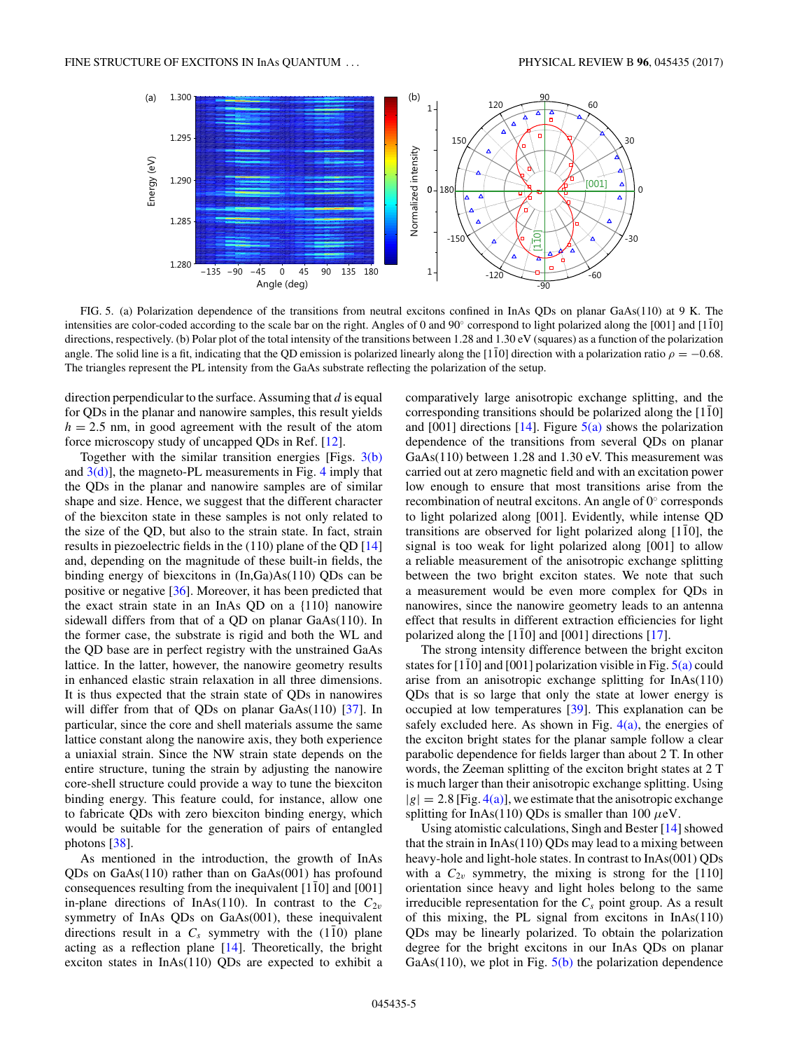FIG. 5. (a) Polarization dependence of the transitions from neutral excitons confined in InAs QDs on planar GaAs(110) at 9 K. The intensities are color-coded according to the scale bar on the right. Angles of 0 and 90° correspond to light polarized along the [001] and [1$\bar{1}$0] directions, respectively. (b) Polar plot of the total intensity of the transitions between 1.28 and 1.30 eV (squares) as a function of the polarization angle. The solid line is a fit, indicating that the QD emission is polarized linearly along the [1$\bar{1}$0] direction with a polarization ratio $\rho = -0.68$. The triangles represent the PL intensity from the GaAs substrate reflecting the polarization of the setup.

direction perpendicular to the surface. Assuming that $d$ is equal for QDs in the planar and nanowire samples, this result yields $h = 2.5$ nm, in good agreement with the result of the atom force microscopy study of uncapped QDs in Ref. [12].

Together with the similar transition energies [Figs. 3(b) and 3(d)], the magneto-PL measurements in Fig. 4 imply that the QDs in the planar and nanowire samples are of similar shape and size. Hence, we suggest that the different character of the biexciton state in these samples is not only related to the size of the QD, but also to the strain state. In fact, strain results in piezoelectric fields in the (110) plane of the QD [14] and, depending on the magnitude of these built-in fields, the binding energy of biexcitons in (In,Ga)As(110) QDs can be positive or negative [36]. Moreover, it has been predicted that the exact strain state in an InAs QD on a {110} nanowire sidewall differs from that of a QD on planar GaAs(110). In the former case, the substrate is rigid and both the WL and the QD base are in perfect registry with the unstrained GaAs lattice. In the latter, however, the nanowire geometry results in enhanced elastic strain relaxation in all three dimensions. It is thus expected that the strain state of QDs in nanowires will differ from that of QDs on planar GaAs(110) [37]. In particular, since the core and shell materials assume the same lattice constant along the nanowire axis, they both experience a uniaxial strain. Since the NW strain state depends on the entire structure, tuning the strain by adjusting the nanowire core-shell structure could provide a way to tune the biexciton binding energy. This feature could, for instance, allow one to fabricate QDs with zero biexciton binding energy, which would be suitable for the generation of pairs of entangled photons [38].

As mentioned in the introduction, the growth of InAs QDs on GaAs(110) rather than on GaAs(001) has profound consequences resulting from the inequivalent [1$\bar{1}$0] and [001] in-plane directions of InAs(110). In contrast to the $C_{2v}$ symmetry of InAs QDs on GaAs(001), these inequivalent directions result in a $C_s$ symmetry with the (1$\bar{1}$0) plane acting as a reflection plane [14]. Theoretically, the bright exciton states in InAs(110) QDs are expected to exhibit a comparatively large anisotropic exchange splitting, and the corresponding transitions should be polarized along the [1$\bar{1}$0] and [001] directions [14]. Figure 5(a) shows the polarization dependence of the transitions from several QDs on planar GaAs(110) between 1.28 and 1.30 eV. This measurement was carried out at zero magnetic field and with an excitation power low enough to ensure that most transitions arise from the recombination of neutral excitons. An angle of 0° corresponds to light polarized along [001]. Evidently, while intense QD transitions are observed for light polarized along [1$\bar{1}$0], the signal is too weak for light polarized along [001] to allow a reliable measurement of the anisotropic exchange splitting between the two bright exciton states. We note that such a measurement would be even more complex for QDs in nanowires, since the nanowire geometry leads to an antenna effect that results in different extraction efficiencies for light polarized along the [1$\bar{1}$0] and [001] directions [17].

The strong intensity difference between the bright exciton states for [1$\bar{1}$0] and [001] polarization visible in Fig. 5(a) could arise from an anisotropic exchange splitting for InAs(110) QDs that is so large that only the state at lower energy is occupied at low temperatures [39]. This explanation can be safely excluded here. As shown in Fig. 4(a), the energies of the exciton bright states for the planar sample follow a clear parabolic dependence for fields larger than about 2 T. In other words, the Zeeman splitting of the exciton bright states at 2 T is much larger than their anisotropic exchange splitting. Using $|g| = 2.8$ [Fig. 4(a)], we estimate that the anisotropic exchange splitting for InAs(110) QDs is smaller than 100 $\mu$eV.

Using atomistic calculations, Singh and Bester [14] showed that the strain in InAs(110) QDs may lead to a mixing between heavy-hole and light-hole states. In contrast to InAs(001) QDs with a $C_{2v}$ symmetry, the mixing is strong for the [110] orientation since heavy and light holes belong to the same irreducible representation for the $C_s$ point group. As a result of this mixing, the PL signal from excitons in InAs(110) QDs may be linearly polarized. To obtain the polarization degree for the bright excitons in our InAs QDs on planar GaAs(110), we plot in Fig. 5(b) the polarization dependence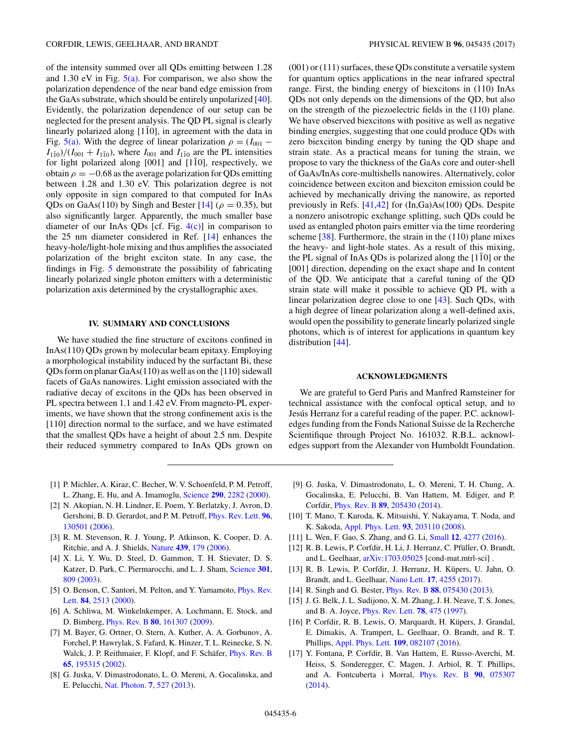of the intensity summed over all QDs emitting between 1.28 and 1.30 eV in Fig. 5(a). For comparison, we also show the polarization dependence of the near band edge emission from the GaAs substrate, which should be entirely unpolarized [40]. Evidently, the polarization dependence of our setup can be neglected for the present analysis. The QD PL signal is clearly linearly polarized along $[1\bar{1}0]$, in agreement with the data in Fig. 5(a). With the degree of linear polarization $\rho = (I_{001} - I_{1\bar{1}0})/(I_{001} + I_{1\bar{1}0})$, where $I_{001}$ and $I_{1\bar{1}0}$ are the PL intensities for light polarized along [001] and $[1\bar{1}0]$, respectively, we obtain $\rho = -0.68$ as the average polarization for QDs emitting between 1.28 and 1.30 eV. This polarization degree is not only opposite in sign compared to that computed for InAs QDs on GaAs(110) by Singh and Bester [14] ($\rho = 0.35$), but also significantly larger. Apparently, the much smaller base diameter of our InAs QDs [cf. Fig. 4(c)] in comparison to the 25 nm diameter considered in Ref. [14] enhances the heavy-hole/light-hole mixing and thus amplifies the associated polarization of the bright exciton state. In any case, the findings in Fig. 5 demonstrate the possibility of fabricating linearly polarized single photon emitters with a deterministic polarization axis determined by the crystallographic axes.

## IV. SUMMARY AND CONCLUSIONS

We have studied the fine structure of excitons confined in InAs(110) QDs grown by molecular beam epitaxy. Employing a morphological instability induced by the surfactant Bi, these QDs form on planar GaAs(110) as well as on the {110} sidewall facets of GaAs nanowires. Light emission associated with the radiative decay of excitons in the QDs has been observed in PL spectra between 1.1 and 1.42 eV. From magneto-PL experiments, we have shown that the strong confinement axis is the [110] direction normal to the surface, and we have estimated that the smallest QDs have a height of about 2.5 nm. Despite their reduced symmetry compared to InAs QDs grown on (001) or (111) surfaces, these QDs constitute a versatile system for quantum optics applications in the near infrared spectral range. First, the binding energy of biexcitons in (110) InAs QDs not only depends on the dimensions of the QD, but also on the strength of the piezoelectric fields in the (110) plane. We have observed biexcitons with positive as well as negative binding energies, suggesting that one could produce QDs with zero biexciton binding energy by tuning the QD shape and strain state. As a practical means for tuning the strain, we propose to vary the thickness of the GaAs core and outer-shell of GaAs/InAs core-multishells nanowires. Alternatively, color coincidence between exciton and biexciton emission could be achieved by mechanically driving the nanowire, as reported previously in Refs. [41,42] for (In,Ga)As(100) QDs. Despite a nonzero anisotropic exchange splitting, such QDs could be used as entangled photon pairs emitter via the time reordering scheme [38]. Furthermore, the strain in the (110) plane mixes the heavy- and light-hole states. As a result of this mixing, the PL signal of InAs QDs is polarized along the $[1\bar{1}0]$ or the [001] direction, depending on the exact shape and In content of the QD. We anticipate that a careful tuning of the QD strain state will make it possible to achieve QD PL with a linear polarization degree close to one [43]. Such QDs, with a high degree of linear polarization along a well-defined axis, would open the possibility to generate linearly polarized single photons, which is of interest for applications in quantum key distribution [44].

## ACKNOWLEDGMENTS

We are grateful to Gerd Paris and Manfred Ramsteiner for technical assistance with the confocal optical setup, and to Jesús Herranz for a careful reading of the paper. P.C. acknowledges funding from the Fonds National Suisse de la Recherche Scientifique through Project No. 161032. R.B.L. acknowledges support from the Alexander von Humboldt Foundation.

[1] P. Michler, A. Kiraz, C. Becher, W. V. Schoenfeld, P. M. Petroff, L. Zhang, E. Hu, and A. Imamoglu, Science **290**, 2282 (2000).

[2] N. Akopian, N. H. Lindner, E. Poem, Y. Berlatzky, J. Avron, D. Gershoni, B. D. Gerardot, and P. M. Petroff, Phys. Rev. Lett. **96**, 130501 (2006).

[3] R. M. Stevenson, R. J. Young, P. Atkinson, K. Cooper, D. A. Ritchie, and A. J. Shields, Nature **439**, 179 (2006).

[4] X. Li, Y. Wu, D. Steel, D. Gammon, T. H. Stievater, D. S. Katzer, D. Park, C. Piermarocchi, and L. J. Sham, Science **301**, 809 (2003).

[5] O. Benson, C. Santori, M. Pelton, and Y. Yamamoto, Phys. Rev. Lett. **84**, 2513 (2000).

[6] A. Schliwa, M. Winkelnkemper, A. Lochmann, E. Stock, and D. Bimberg, Phys. Rev. B **80**, 161307 (2009).

[7] M. Bayer, G. Ortner, O. Stern, A. Kuther, A. A. Gorbunov, A. Forchel, P. Hawrylak, S. Fafard, K. Hinzer, T. L. Reinecke, S. N. Walck, J. P. Reithmaier, F. Klopf, and F. Schäfer, Phys. Rev. B **65**, 195315 (2002).

[8] G. Juska, V. Dimastrodonato, L. O. Mereni, A. Gocalinska, and E. Pelucchi, Nat. Photon. **7**, 527 (2013).

[9] G. Juska, V. Dimastrodonato, L. O. Mereni, T. H. Chung, A. Gocalinska, E. Pelucchi, B. Van Hattem, M. Ediger, and P. Corfdir, Phys. Rev. B **89**, 205430 (2014).

[10] T. Mano, T. Kuroda, K. Mitsuishi, Y. Nakayama, T. Noda, and K. Sakoda, Appl. Phys. Lett. **93**, 203110 (2008).

[11] L. Wen, F. Gao, S. Zhang, and G. Li, Small **12**, 4277 (2016).

[12] R. B. Lewis, P. Corfdir, H. Li, J. Herranz, C. Pfüller, O. Brandt, and L. Geelhaar, arXiv:1703.05025 [cond-mat.mtrl-sci] .

[13] R. B. Lewis, P. Corfdir, J. Herranz, H. Küpers, U. Jahn, O. Brandt, and L. Geelhaar, Nano Lett. **17**, 4255 (2017).

[14] R. Singh and G. Bester, Phys. Rev. B **88**, 075430 (2013).

[15] J. G. Belk, J. L. Sudijono, X. M. Zhang, J. H. Neave, T. S. Jones, and B. A. Joyce, Phys. Rev. Lett. **78**, 475 (1997).

[16] P. Corfdir, R. B. Lewis, O. Marquardt, H. Küpers, J. Grandal, E. Dimakis, A. Trampert, L. Geelhaar, O. Brandt, and R. T. Phillips, Appl. Phys. Lett. **109**, 082107 (2016).

[17] Y. Fontana, P. Corfdir, B. Van Hattem, E. Russo-Averchi, M. Heiss, S. Sonderegger, C. Magen, J. Arbiol, R. T. Phillips, and A. Fontcuberta i Morral, Phys. Rev. B **90**, 075307 (2014).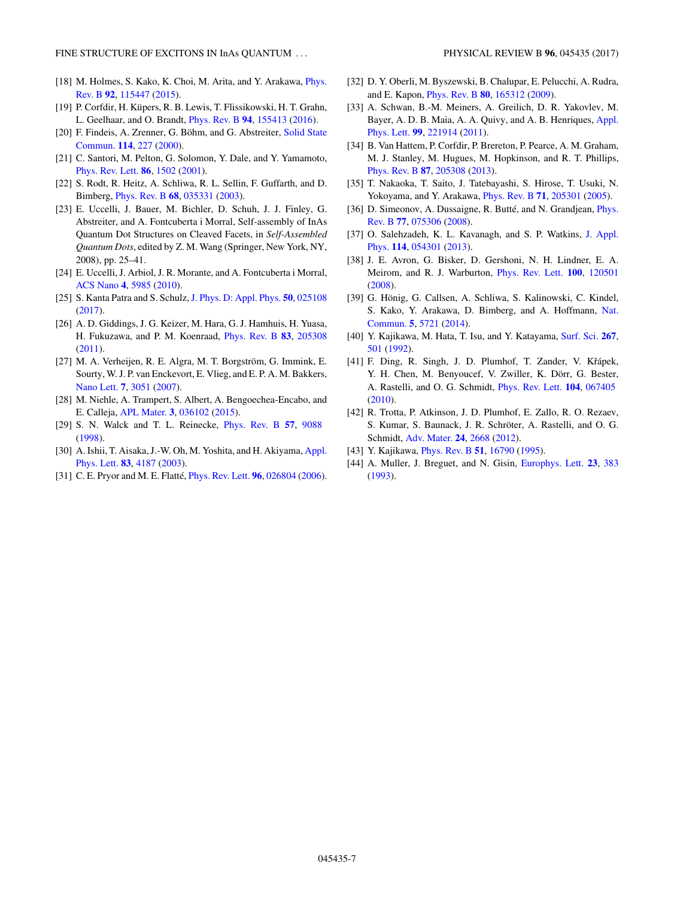[18] M. Holmes, S. Kako, K. Choi, M. Arita, and Y. Arakawa, Phys. Rev. B **92**, 115447 (2015).

[19] P. Corfdir, H. Küpers, R. B. Lewis, T. Flissikowski, H. T. Grahn, L. Geelhaar, and O. Brandt, Phys. Rev. B **94**, 155413 (2016).

[20] F. Findeis, A. Zrenner, G. Böhm, and G. Abstreiter, Solid State Commun. **114**, 227 (2000).

[21] C. Santori, M. Pelton, G. Solomon, Y. Dale, and Y. Yamamoto, Phys. Rev. Lett. **86**, 1502 (2001).

[22] S. Rodt, R. Heitz, A. Schliwa, R. L. Sellin, F. Guffarth, and D. Bimberg, Phys. Rev. B **68**, 035331 (2003).

[23] E. Uccelli, J. Bauer, M. Bichler, D. Schuh, J. J. Finley, G. Abstreiter, and A. Fontcuberta i Morral, Self-assembly of InAs Quantum Dot Structures on Cleaved Facets, in *Self-Assembled Quantum Dots*, edited by Z. M. Wang (Springer, New York, NY, 2008), pp. 25–41.

[24] E. Uccelli, J. Arbiol, J. R. Morante, and A. Fontcuberta i Morral, ACS Nano **4**, 5985 (2010).

[25] S. Kanta Patra and S. Schulz, J. Phys. D: Appl. Phys. **50**, 025108 (2017).

[26] A. D. Giddings, J. G. Keizer, M. Hara, G. J. Hamhuis, H. Yuasa, H. Fukuzawa, and P. M. Koenraad, Phys. Rev. B **83**, 205308 (2011).

[27] M. A. Verheijen, R. E. Algra, M. T. Borgström, G. Immink, E. Sourty, W. J. P. van Enckevort, E. Vlieg, and E. P. A. M. Bakkers, Nano Lett. **7**, 3051 (2007).

[28] M. Niehle, A. Trampert, S. Albert, A. Bengoechea-Encabo, and E. Calleja, APL Mater. **3**, 036102 (2015).

[29] S. N. Walck and T. L. Reinecke, Phys. Rev. B **57**, 9088 (1998).

[30] A. Ishii, T. Aisaka, J.-W. Oh, M. Yoshita, and H. Akiyama, Appl. Phys. Lett. **83**, 4187 (2003).

[31] C. E. Pryor and M. E. Flatté, Phys. Rev. Lett. **96**, 026804 (2006).

[32] D. Y. Oberli, M. Byszewski, B. Chalupar, E. Pelucchi, A. Rudra, and E. Kapon, Phys. Rev. B **80**, 165312 (2009).

[33] A. Schwan, B.-M. Meiners, A. Greilich, D. R. Yakovlev, M. Bayer, A. D. B. Maia, A. A. Quivy, and A. B. Henriques, Appl. Phys. Lett. **99**, 221914 (2011).

[34] B. Van Hattem, P. Corfdir, P. Brereton, P. Pearce, A. M. Graham, M. J. Stanley, M. Hugues, M. Hopkinson, and R. T. Phillips, Phys. Rev. B **87**, 205308 (2013).

[35] T. Nakaoka, T. Saito, J. Tatebayashi, S. Hirose, T. Usuki, N. Yokoyama, and Y. Arakawa, Phys. Rev. B **71**, 205301 (2005).

[36] D. Simeonov, A. Dussaigne, R. Butté, and N. Grandjean, Phys. Rev. B **77**, 075306 (2008).

[37] O. Salehzadeh, K. L. Kavanagh, and S. P. Watkins, J. Appl. Phys. **114**, 054301 (2013).

[38] J. E. Avron, G. Bisker, D. Gershoni, N. H. Lindner, E. A. Meirom, and R. J. Warburton, Phys. Rev. Lett. **100**, 120501 (2008).

[39] G. Hönig, G. Callsen, A. Schliwa, S. Kalinowski, C. Kindel, S. Kako, Y. Arakawa, D. Bimberg, and A. Hoffmann, Nat. Commun. **5**, 5721 (2014).

[40] Y. Kajikawa, M. Hata, T. Isu, and Y. Katayama, Surf. Sci. **267**, 501 (1992).

[41] F. Ding, R. Singh, J. D. Plumhof, T. Zander, V. Křápek, Y. H. Chen, M. Benyoucef, V. Zwiller, K. Dörr, G. Bester, A. Rastelli, and O. G. Schmidt, Phys. Rev. Lett. **104**, 067405 (2010).

[42] R. Trotta, P. Atkinson, J. D. Plumhof, E. Zallo, R. O. Rezaev, S. Kumar, S. Baunack, J. R. Schröter, A. Rastelli, and O. G. Schmidt, Adv. Mater. **24**, 2668 (2012).

[43] Y. Kajikawa, Phys. Rev. B **51**, 16790 (1995).

[44] A. Muller, J. Breguet, and N. Gisin, Europhys. Lett. **23**, 383 (1993).